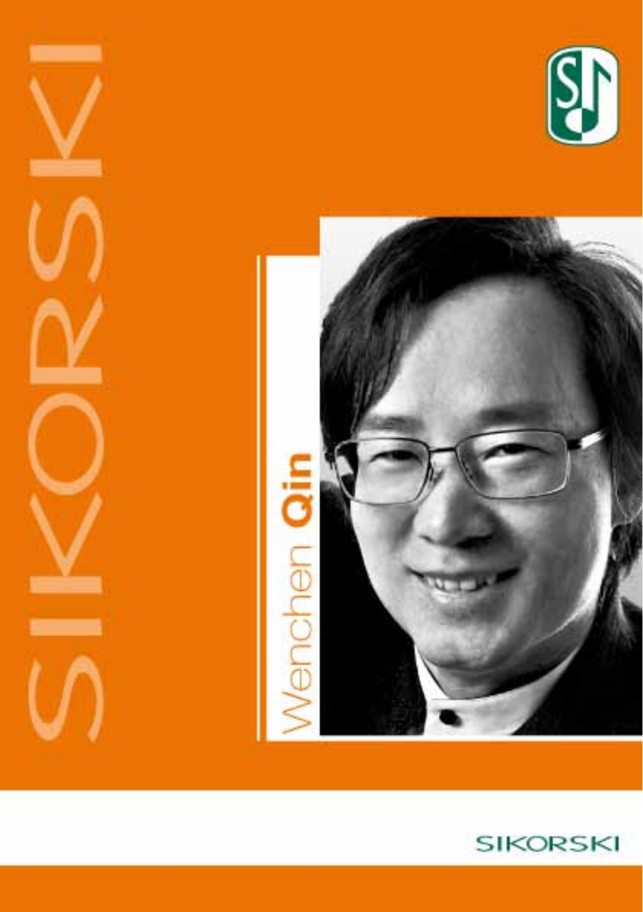SIKORSKI

# Wenchen Qin

SIKORSKI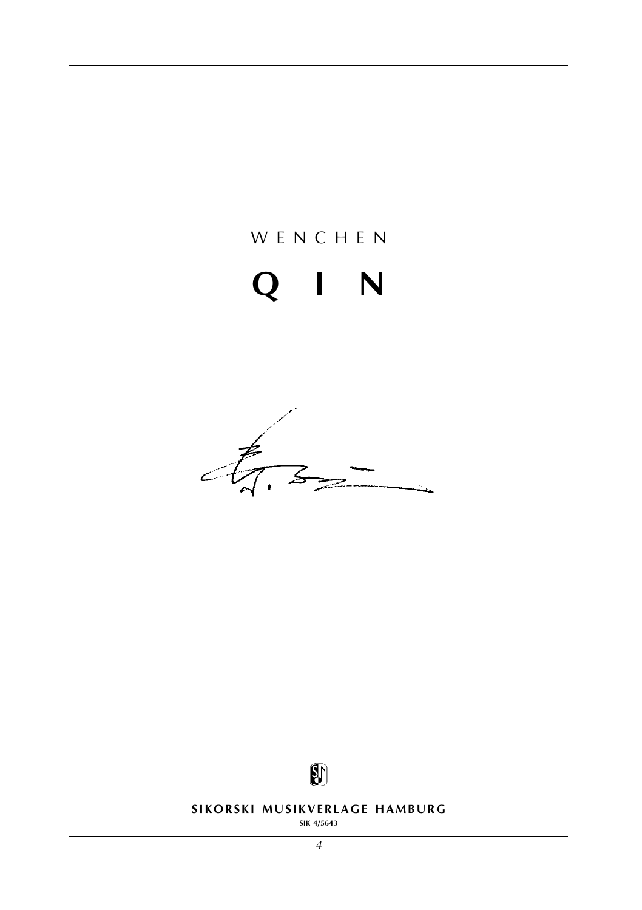WENCHEN

# QIN

**SIKORSKI MUSIKVERLAGE HAMBURG**

SIK 4/5643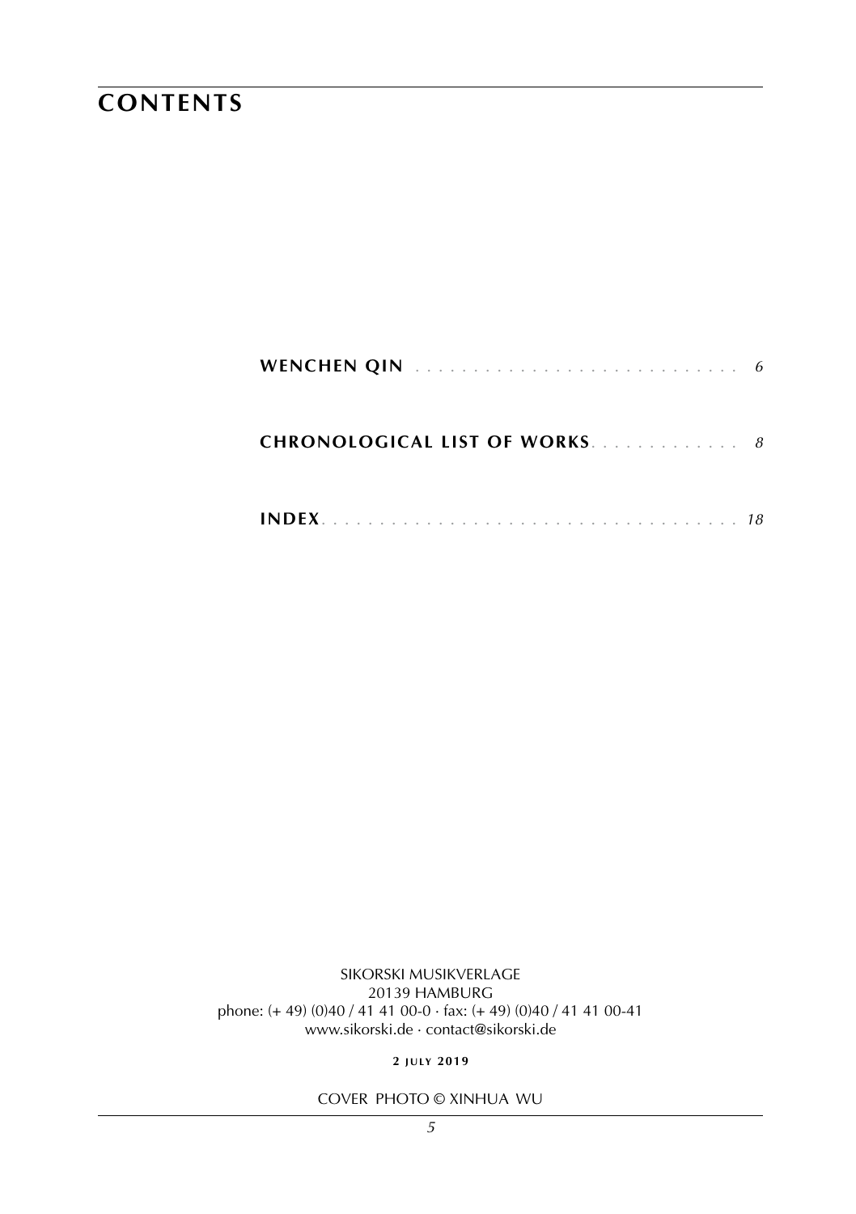# CONTENTS

**WENCHEN QIN** . . . . . . . . . . . . . . . . . . . . . . . . . . . . *6*

**CHRONOLOGICAL LIST OF WORKS** . . . . . . . . . . . . . *8*

**INDEX** . . . . . . . . . . . . . . . . . . . . . . . . . . . . . . . . . . . *18*

SIKORSKI MUSIKVERLAGE
20139 HAMBURG
phone: (+ 49) (0)40 / 41 41 00-0 · fax: (+ 49) (0)40 / 41 41 00-41
www.sikorski.de · contact@sikorski.de

**2 JULY 2019**

COVER PHOTO © XINHUA WU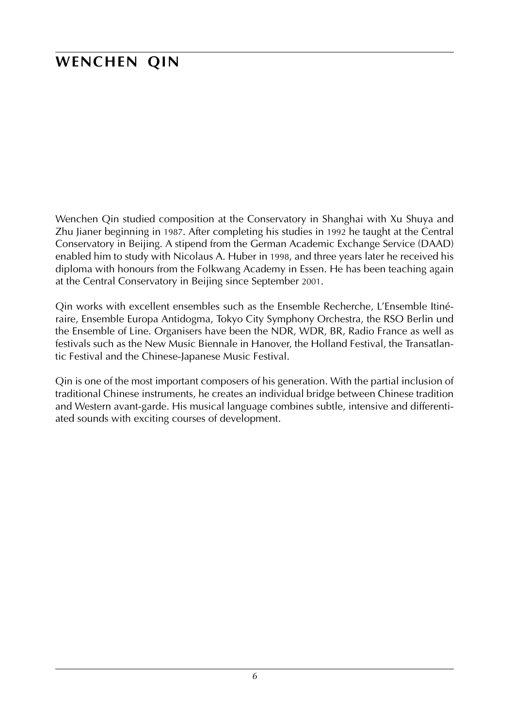# WENCHEN QIN

Wenchen Qin studied composition at the Conservatory in Shanghai with Xu Shuya and Zhu Jianer beginning in 1987. After completing his studies in 1992 he taught at the Central Conservatory in Beijing. A stipend from the German Academic Exchange Service (DAAD) enabled him to study with Nicolaus A. Huber in 1998, and three years later he received his diploma with honours from the Folkwang Academy in Essen. He has been teaching again at the Central Conservatory in Beijing since September 2001.

Qin works with excellent ensembles such as the Ensemble Recherche, L'Ensemble Itinéraire, Ensemble Europa Antidogma, Tokyo City Symphony Orchestra, the RSO Berlin und the Ensemble of Line. Organisers have been the NDR, WDR, BR, Radio France as well as festivals such as the New Music Biennale in Hanover, the Holland Festival, the Transatlantic Festival and the Chinese-Japanese Music Festival.

Qin is one of the most important composers of his generation. With the partial inclusion of traditional Chinese instruments, he creates an individual bridge between Chinese tradition and Western avant-garde. His musical language combines subtle, intensive and differentiated sounds with exciting courses of development.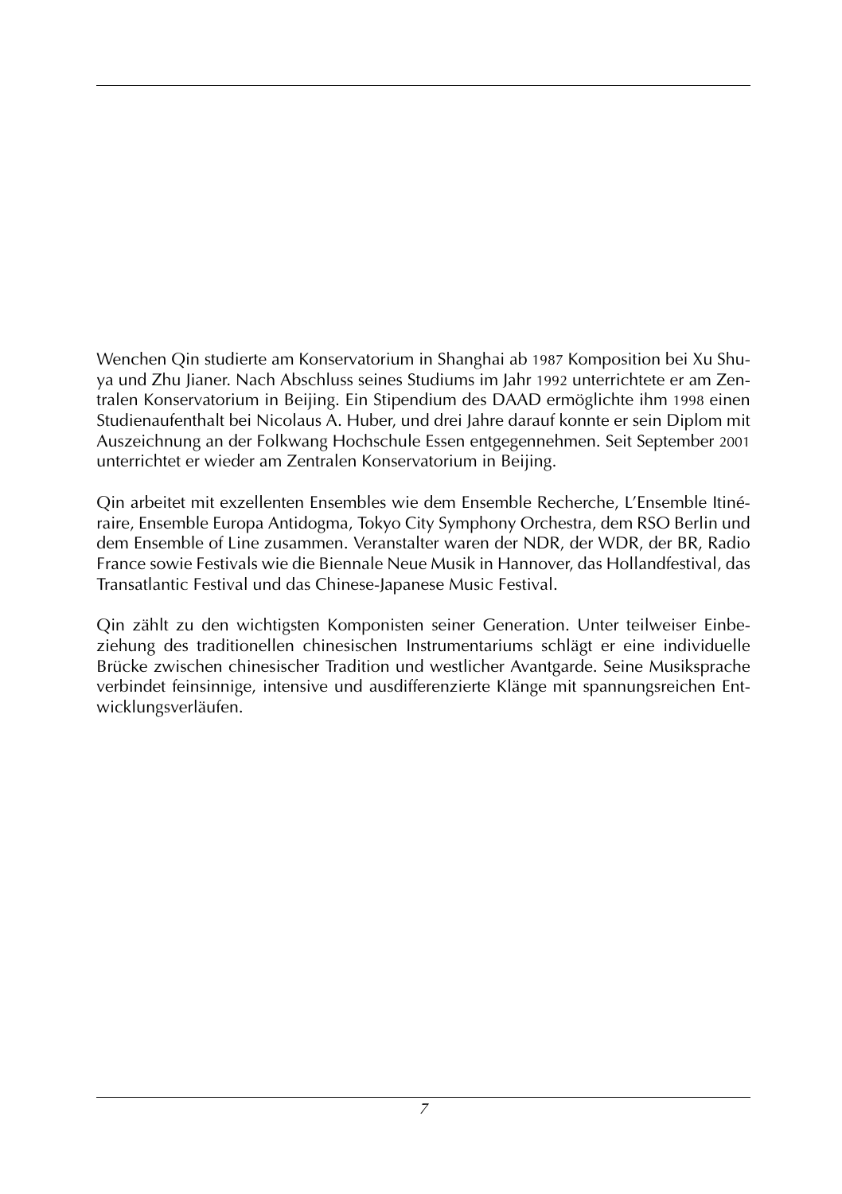Wenchen Qin studierte am Konservatorium in Shanghai ab 1987 Komposition bei Xu Shuya und Zhu Jianer. Nach Abschluss seines Studiums im Jahr 1992 unterrichtete er am Zentralen Konservatorium in Beijing. Ein Stipendium des DAAD ermöglichte ihm 1998 einen Studienaufenthalt bei Nicolaus A. Huber, und drei Jahre darauf konnte er sein Diplom mit Auszeichnung an der Folkwang Hochschule Essen entgegennehmen. Seit September 2001 unterrichtet er wieder am Zentralen Konservatorium in Beijing.

Qin arbeitet mit exzellenten Ensembles wie dem Ensemble Recherche, L'Ensemble Itinéraire, Ensemble Europa Antidogma, Tokyo City Symphony Orchestra, dem RSO Berlin und dem Ensemble of Line zusammen. Veranstalter waren der NDR, der WDR, der BR, Radio France sowie Festivals wie die Biennale Neue Musik in Hannover, das Hollandfestival, das Transatlantic Festival und das Chinese-Japanese Music Festival.

Qin zählt zu den wichtigsten Komponisten seiner Generation. Unter teilweiser Einbeziehung des traditionellen chinesischen Instrumentariums schlägt er eine individuelle Brücke zwischen chinesischer Tradition und westlicher Avantgarde. Seine Musiksprache verbindet feinsinnige, intensive und ausdifferenzierte Klänge mit spannungsreichen Entwicklungsverläufen.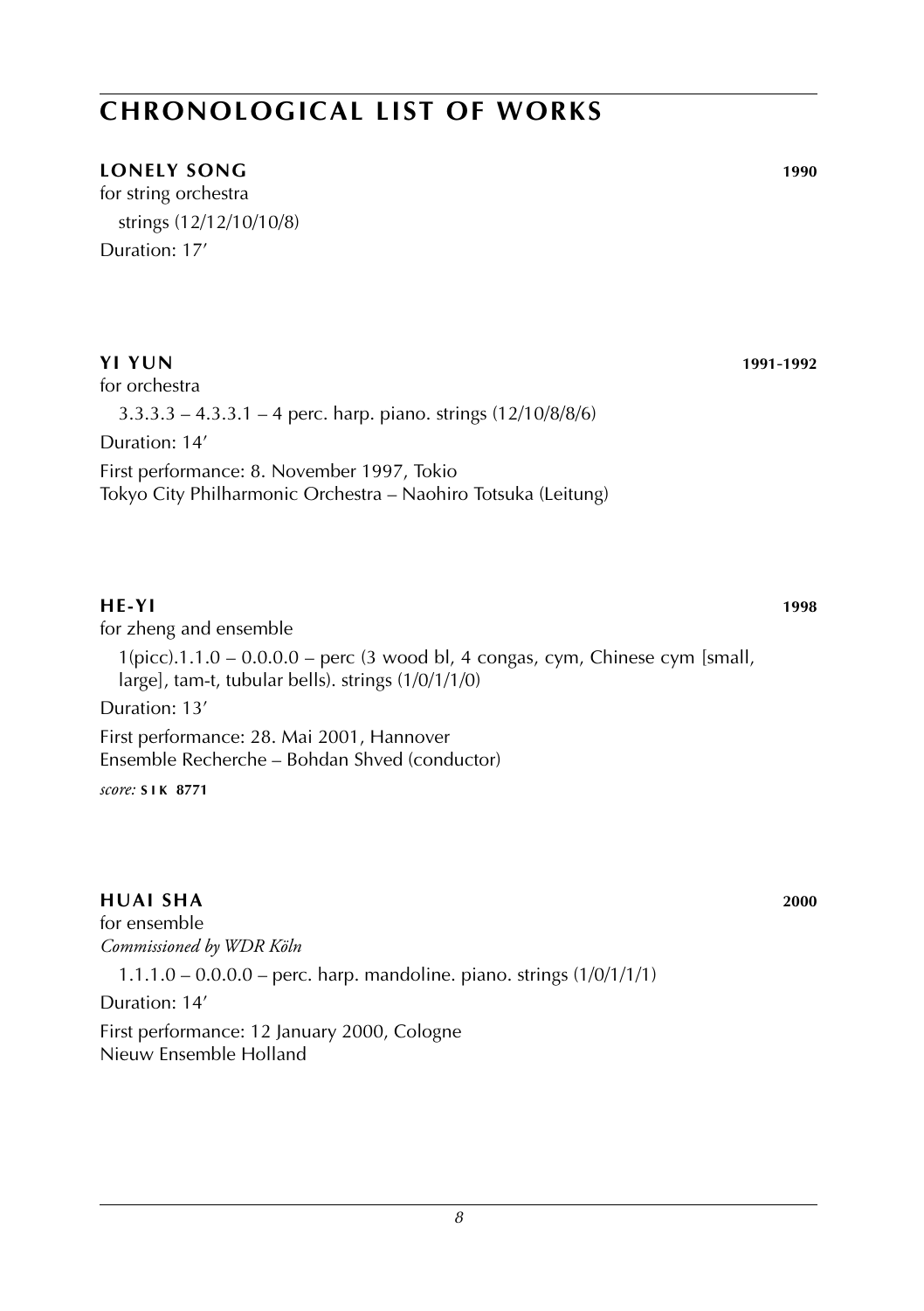## CHRONOLOGICAL LIST OF WORKS

### LONELY SONG — 1990

for string orchestra

strings (12/12/10/10/8)

Duration: 17'

### YI YUN — 1991-1992

for orchestra

3.3.3.3 – 4.3.3.1 – 4 perc. harp. piano. strings (12/10/8/8/6)

Duration: 14'

First performance: 8. November 1997, Tokio
Tokyo City Philharmonic Orchestra – Naohiro Totsuka (Leitung)

### HE-YI — 1998

for zheng and ensemble

1(picc).1.1.0 – 0.0.0.0 – perc (3 wood bl, 4 congas, cym, Chinese cym [small, large], tam-t, tubular bells). strings (1/0/1/1/0)

Duration: 13'

First performance: 28. Mai 2001, Hannover
Ensemble Recherche – Bohdan Shved (conductor)

*score:* **SIK 8771**

### HUAI SHA — 2000

for ensemble
*Commissioned by WDR Köln*

1.1.1.0 – 0.0.0.0 – perc. harp. mandoline. piano. strings (1/0/1/1/1)

Duration: 14'

First performance: 12 January 2000, Cologne
Nieuw Ensemble Holland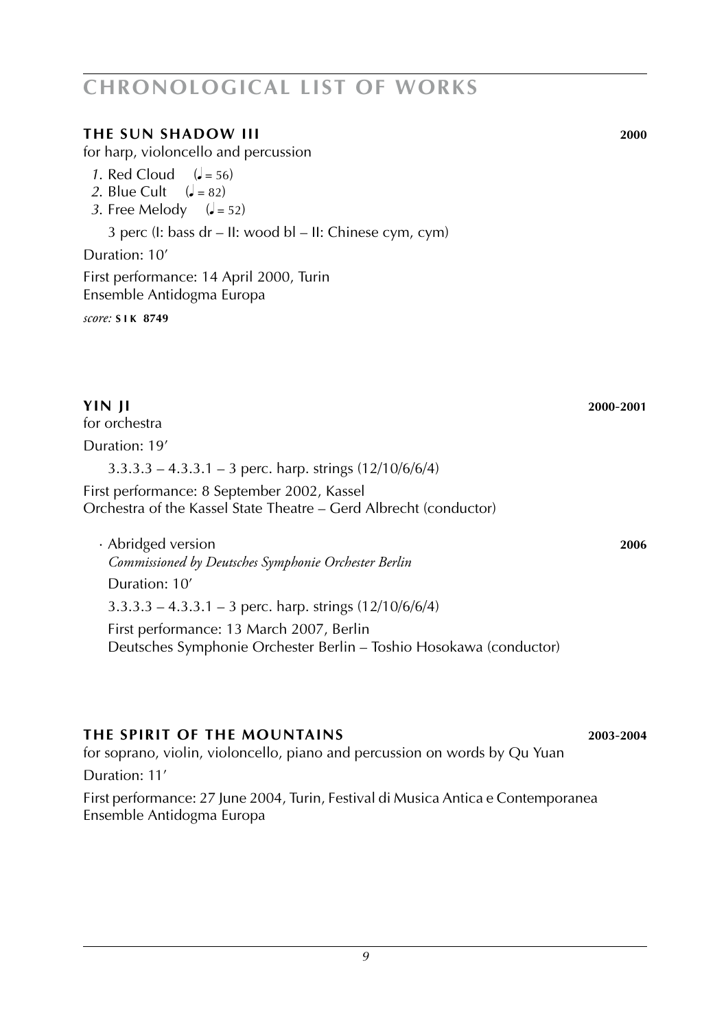## CHRONOLOGICAL LIST OF WORKS

### THE SUN SHADOW III — 2000

for harp, violoncello and percussion

*1.* Red Cloud (♩ = 56)
*2.* Blue Cult (♩ = 82)
*3.* Free Melody (♩ = 52)

3 perc (I: bass dr – II: wood bl – II: Chinese cym, cym)

Duration: 10′

First performance: 14 April 2000, Turin
Ensemble Antidogma Europa

*score:* **SIK 8749**

### YIN JI — 2000-2001

for orchestra

Duration: 19′

3.3.3.3 – 4.3.3.1 – 3 perc. harp. strings (12/10/6/6/4)

First performance: 8 September 2002, Kassel
Orchestra of the Kassel State Theatre – Gerd Albrecht (conductor)

· Abridged version — **2006**
*Commissioned by Deutsches Symphonie Orchester Berlin*
Duration: 10′
3.3.3.3 – 4.3.3.1 – 3 perc. harp. strings (12/10/6/6/4)
First performance: 13 March 2007, Berlin
Deutsches Symphonie Orchester Berlin – Toshio Hosokawa (conductor)

### THE SPIRIT OF THE MOUNTAINS — 2003-2004

for soprano, violin, violoncello, piano and percussion on words by Qu Yuan

Duration: 11′

First performance: 27 June 2004, Turin, Festival di Musica Antica e Contemporanea
Ensemble Antidogma Europa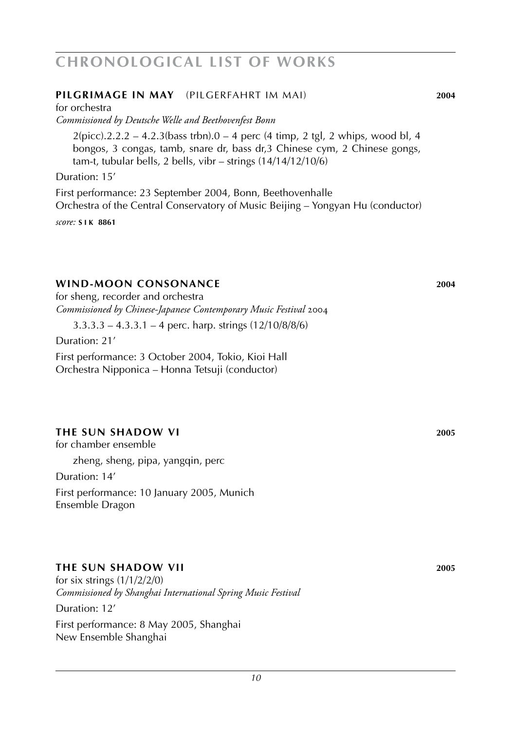# CHRONOLOGICAL LIST OF WORKS

### PILGRIMAGE IN MAY (PILGERFAHRT IM MAI) 2004

for orchestra
*Commissioned by Deutsche Welle and Beethovenfest Bonn*

2(picc).2.2.2 – 4.2.3(bass trbn).0 – 4 perc (4 timp, 2 tgl, 2 whips, wood bl, 4 bongos, 3 congas, tamb, snare dr, bass dr,3 Chinese cym, 2 Chinese gongs, tam-t, tubular bells, 2 bells, vibr – strings (14/14/12/10/6)

Duration: 15′

First performance: 23 September 2004, Bonn, Beethovenhalle
Orchestra of the Central Conservatory of Music Beijing – Yongyan Hu (conductor)

*score:* **SIK 8861**

### WIND-MOON CONSONANCE 2004

for sheng, recorder and orchestra
*Commissioned by Chinese-Japanese Contemporary Music Festival 2004*

3.3.3.3 – 4.3.3.1 – 4 perc. harp. strings (12/10/8/8/6)

Duration: 21′

First performance: 3 October 2004, Tokio, Kioi Hall
Orchestra Nipponica – Honna Tetsuji (conductor)

### THE SUN SHADOW VI 2005

for chamber ensemble

zheng, sheng, pipa, yangqin, perc

Duration: 14′

First performance: 10 January 2005, Munich
Ensemble Dragon

### THE SUN SHADOW VII 2005

for six strings (1/1/2/2/0)
*Commissioned by Shanghai International Spring Music Festival*

Duration: 12′

First performance: 8 May 2005, Shanghai
New Ensemble Shanghai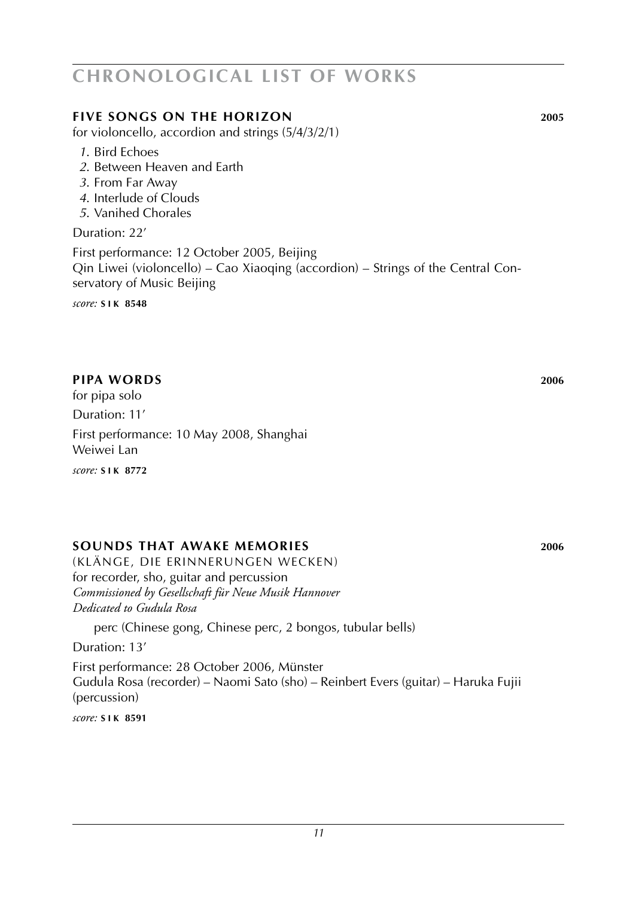# CHRONOLOGICAL LIST OF WORKS

## FIVE SONGS ON THE HORIZON 2005

for violoncello, accordion and strings (5/4/3/2/1)

*1*. Bird Echoes
*2*. Between Heaven and Earth
*3*. From Far Away
*4*. Interlude of Clouds
*5*. Vanihed Chorales

Duration: 22'

First performance: 12 October 2005, Beijing
Qin Liwei (violoncello) – Cao Xiaoqing (accordion) – Strings of the Central Conservatory of Music Beijing

*score:* **SIK 8548**

## PIPA WORDS 2006

for pipa solo

Duration: 11'

First performance: 10 May 2008, Shanghai
Weiwei Lan

*score:* **SIK 8772**

## SOUNDS THAT AWAKE MEMORIES 2006

(KLÄNGE, DIE ERINNERUNGEN WECKEN)
for recorder, sho, guitar and percussion
*Commissioned by Gesellschaft für Neue Musik Hannover*
*Dedicated to Gudula Rosa*

perc (Chinese gong, Chinese perc, 2 bongos, tubular bells)

Duration: 13'

First performance: 28 October 2006, Münster
Gudula Rosa (recorder) – Naomi Sato (sho) – Reinbert Evers (guitar) – Haruka Fujii (percussion)

*score:* **SIK 8591**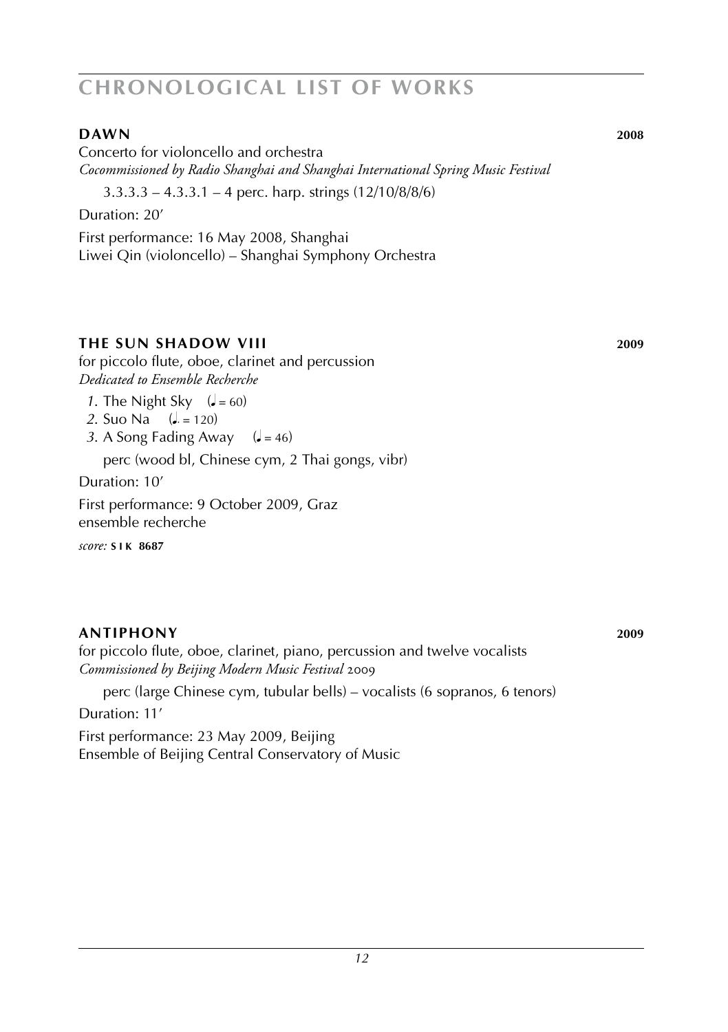# CHRONOLOGICAL LIST OF WORKS

## DAWN 2008

Concerto for violoncello and orchestra
*Cocommissioned by Radio Shanghai and Shanghai International Spring Music Festival*

3.3.3.3 – 4.3.3.1 – 4 perc. harp. strings (12/10/8/8/6)

Duration: 20′

First performance: 16 May 2008, Shanghai
Liwei Qin (violoncello) – Shanghai Symphony Orchestra

## THE SUN SHADOW VIII 2009

for piccolo flute, oboe, clarinet and percussion
*Dedicated to Ensemble Recherche*

*1.* The Night Sky (♩ = 60)
*2.* Suo Na (♩. = 120)
*3.* A Song Fading Away (♩ = 46)

perc (wood bl, Chinese cym, 2 Thai gongs, vibr)

Duration: 10′

First performance: 9 October 2009, Graz
ensemble recherche

*score:* **SIK 8687**

## ANTIPHONY 2009

for piccolo flute, oboe, clarinet, piano, percussion and twelve vocalists
*Commissioned by Beijing Modern Music Festival 2009*

perc (large Chinese cym, tubular bells) – vocalists (6 sopranos, 6 tenors)

Duration: 11′

First performance: 23 May 2009, Beijing
Ensemble of Beijing Central Conservatory of Music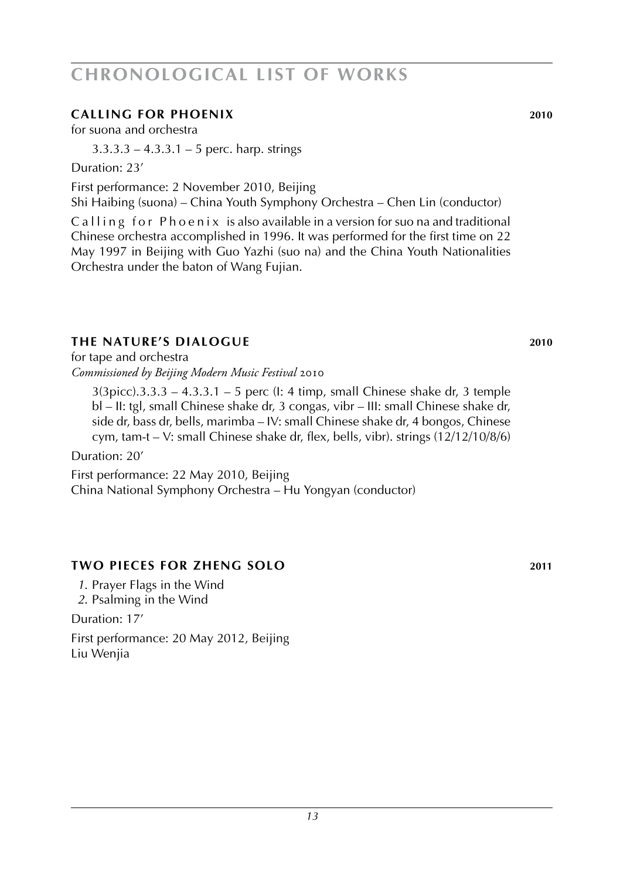# CHRONOLOGICAL LIST OF WORKS

## CALLING FOR PHOENIX 2010

for suona and orchestra

3.3.3.3 – 4.3.3.1 – 5 perc. harp. strings

Duration: 23′

First performance: 2 November 2010, Beijing
Shi Haibing (suona) – China Youth Symphony Orchestra – Chen Lin (conductor)

Calling for Phoenix is also available in a version for suo na and traditional Chinese orchestra accomplished in 1996. It was performed for the first time on 22 May 1997 in Beijing with Guo Yazhi (suo na) and the China Youth Nationalities Orchestra under the baton of Wang Fujian.

## THE NATURE'S DIALOGUE 2010

for tape and orchestra
*Commissioned by Beijing Modern Music Festival* 2010

3(3picc).3.3.3 – 4.3.3.1 – 5 perc (I: 4 timp, small Chinese shake dr, 3 temple bl – II: tgl, small Chinese shake dr, 3 congas, vibr – III: small Chinese shake dr, side dr, bass dr, bells, marimba – IV: small Chinese shake dr, 4 bongos, Chinese cym, tam-t – V: small Chinese shake dr, flex, bells, vibr). strings (12/12/10/8/6)

Duration: 20′

First performance: 22 May 2010, Beijing
China National Symphony Orchestra – Hu Yongyan (conductor)

## TWO PIECES FOR ZHENG SOLO 2011

*1*. Prayer Flags in the Wind
*2*. Psalming in the Wind

Duration: 17′

First performance: 20 May 2012, Beijing
Liu Wenjia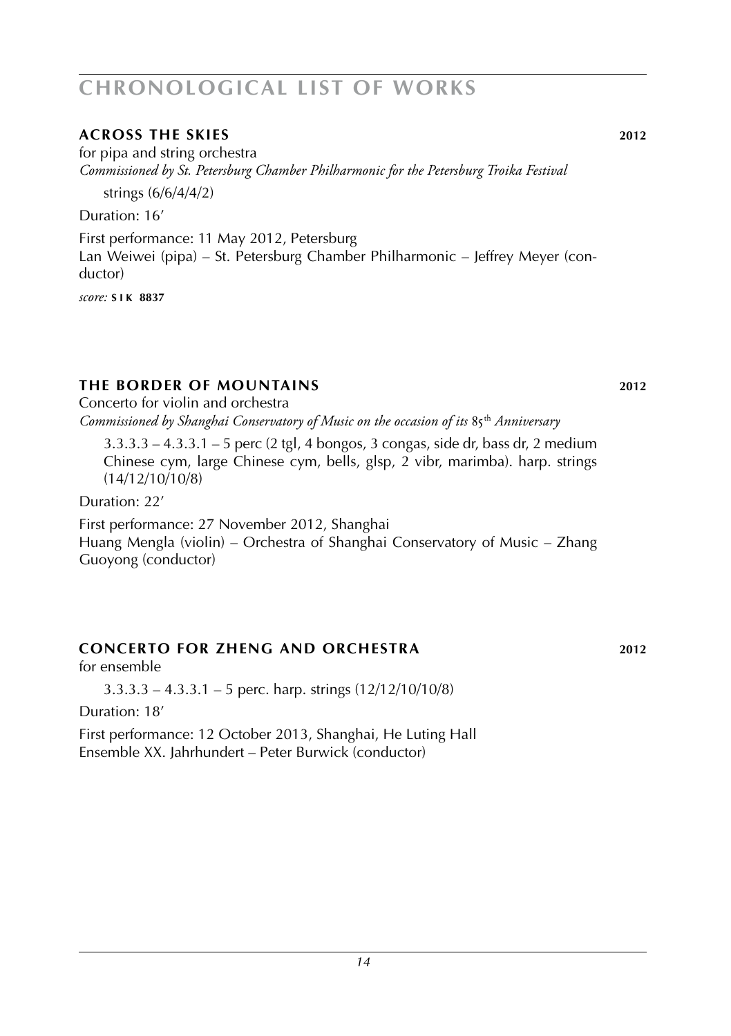# CHRONOLOGICAL LIST OF WORKS

### ACROSS THE SKIES **2012**

for pipa and string orchestra

*Commissioned by St. Petersburg Chamber Philharmonic for the Petersburg Troika Festival*

strings (6/6/4/4/2)

Duration: 16′

First performance: 11 May 2012, Petersburg
Lan Weiwei (pipa) – St. Petersburg Chamber Philharmonic – Jeffrey Meyer (conductor)

*score:* **SIK 8837**

### THE BORDER OF MOUNTAINS **2012**

Concerto for violin and orchestra

*Commissioned by Shanghai Conservatory of Music on the occasion of its 85th Anniversary*

3.3.3.3 – 4.3.3.1 – 5 perc (2 tgl, 4 bongos, 3 congas, side dr, bass dr, 2 medium Chinese cym, large Chinese cym, bells, glsp, 2 vibr, marimba). harp. strings (14/12/10/10/8)

Duration: 22′

First performance: 27 November 2012, Shanghai
Huang Mengla (violin) – Orchestra of Shanghai Conservatory of Music – Zhang Guoyong (conductor)

### CONCERTO FOR ZHENG AND ORCHESTRA **2012**

for ensemble

3.3.3.3 – 4.3.3.1 – 5 perc. harp. strings (12/12/10/10/8)

Duration: 18′

First performance: 12 October 2013, Shanghai, He Luting Hall
Ensemble XX. Jahrhundert – Peter Burwick (conductor)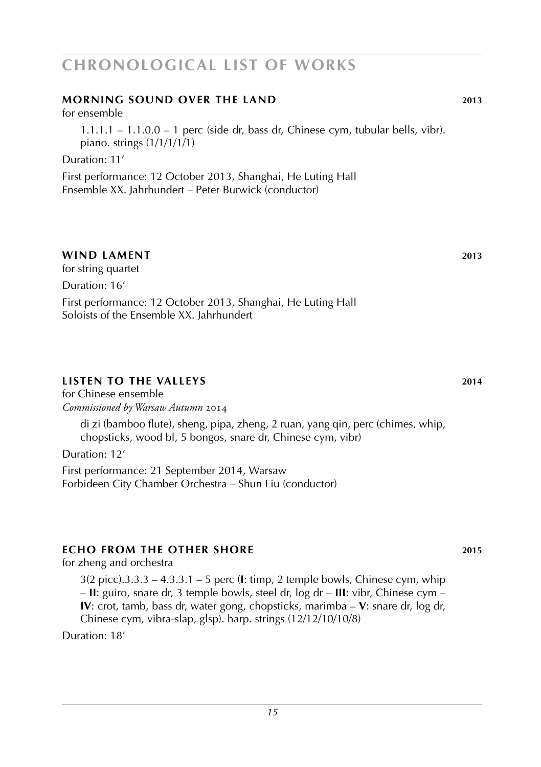# CHRONOLOGICAL LIST OF WORKS

## MORNING SOUND OVER THE LAND — 2013

for ensemble

1.1.1.1 – 1.1.0.0 – 1 perc (side dr, bass dr, Chinese cym, tubular bells, vibr). piano. strings (1/1/1/1/1)

Duration: 11'

First performance: 12 October 2013, Shanghai, He Luting Hall
Ensemble XX. Jahrhundert – Peter Burwick (conductor)

## WIND LAMENT — 2013

for string quartet

Duration: 16'

First performance: 12 October 2013, Shanghai, He Luting Hall
Soloists of the Ensemble XX. Jahrhundert

## LISTEN TO THE VALLEYS — 2014

for Chinese ensemble
*Commissioned by Warsaw Autumn 2014*

di zi (bamboo flute), sheng, pipa, zheng, 2 ruan, yang qin, perc (chimes, whip, chopsticks, wood bl, 5 bongos, snare dr, Chinese cym, vibr)

Duration: 12'

First performance: 21 September 2014, Warsaw
Forbideen City Chamber Orchestra – Shun Liu (conductor)

## ECHO FROM THE OTHER SHORE — 2015

for zheng and orchestra

3(2 picc).3.3.3 – 4.3.3.1 – 5 perc (**I**: timp, 2 temple bowls, Chinese cym, whip – **II**: guiro, snare dr, 3 temple bowls, steel dr, log dr – **III**: vibr, Chinese cym – **IV**: crot, tamb, bass dr, water gong, chopsticks, marimba – **V**: snare dr, log dr, Chinese cym, vibra-slap, glsp). harp. strings (12/12/10/10/8)

Duration: 18'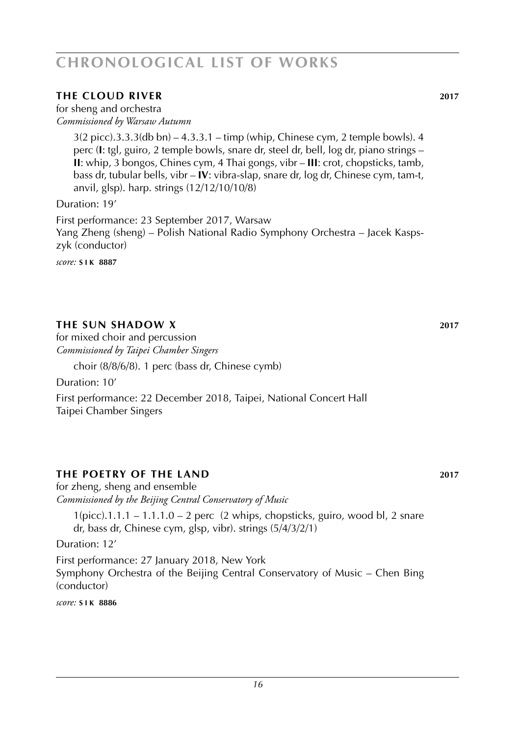# CHRONOLOGICAL LIST OF WORKS

## THE CLOUD RIVER **2017**

for sheng and orchestra
*Commissioned by Warsaw Autumn*

3(2 picc).3.3.3(db bn) – 4.3.3.1 – timp (whip, Chinese cym, 2 temple bowls). 4 perc (**I**: tgl, guiro, 2 temple bowls, snare dr, steel dr, bell, log dr, piano strings – **II**: whip, 3 bongos, Chines cym, 4 Thai gongs, vibr – **III**: crot, chopsticks, tamb, bass dr, tubular bells, vibr – **IV**: vibra-slap, snare dr, log dr, Chinese cym, tam-t, anvil, glsp). harp. strings (12/12/10/10/8)

Duration: 19'

First performance: 23 September 2017, Warsaw
Yang Zheng (sheng) – Polish National Radio Symphony Orchestra – Jacek Kaspszyk (conductor)

*score:* **SIK 8887**

## THE SUN SHADOW X **2017**

for mixed choir and percussion
*Commissioned by Taipei Chamber Singers*

choir (8/8/6/8). 1 perc (bass dr, Chinese cymb)

Duration: 10'

First performance: 22 December 2018, Taipei, National Concert Hall
Taipei Chamber Singers

## THE POETRY OF THE LAND **2017**

for zheng, sheng and ensemble
*Commissioned by the Beijing Central Conservatory of Music*

1(picc).1.1.1 – 1.1.1.0 – 2 perc (2 whips, chopsticks, guiro, wood bl, 2 snare dr, bass dr, Chinese cym, glsp, vibr). strings (5/4/3/2/1)

Duration: 12'

First performance: 27 January 2018, New York
Symphony Orchestra of the Beijing Central Conservatory of Music – Chen Bing (conductor)

*score:* **SIK 8886**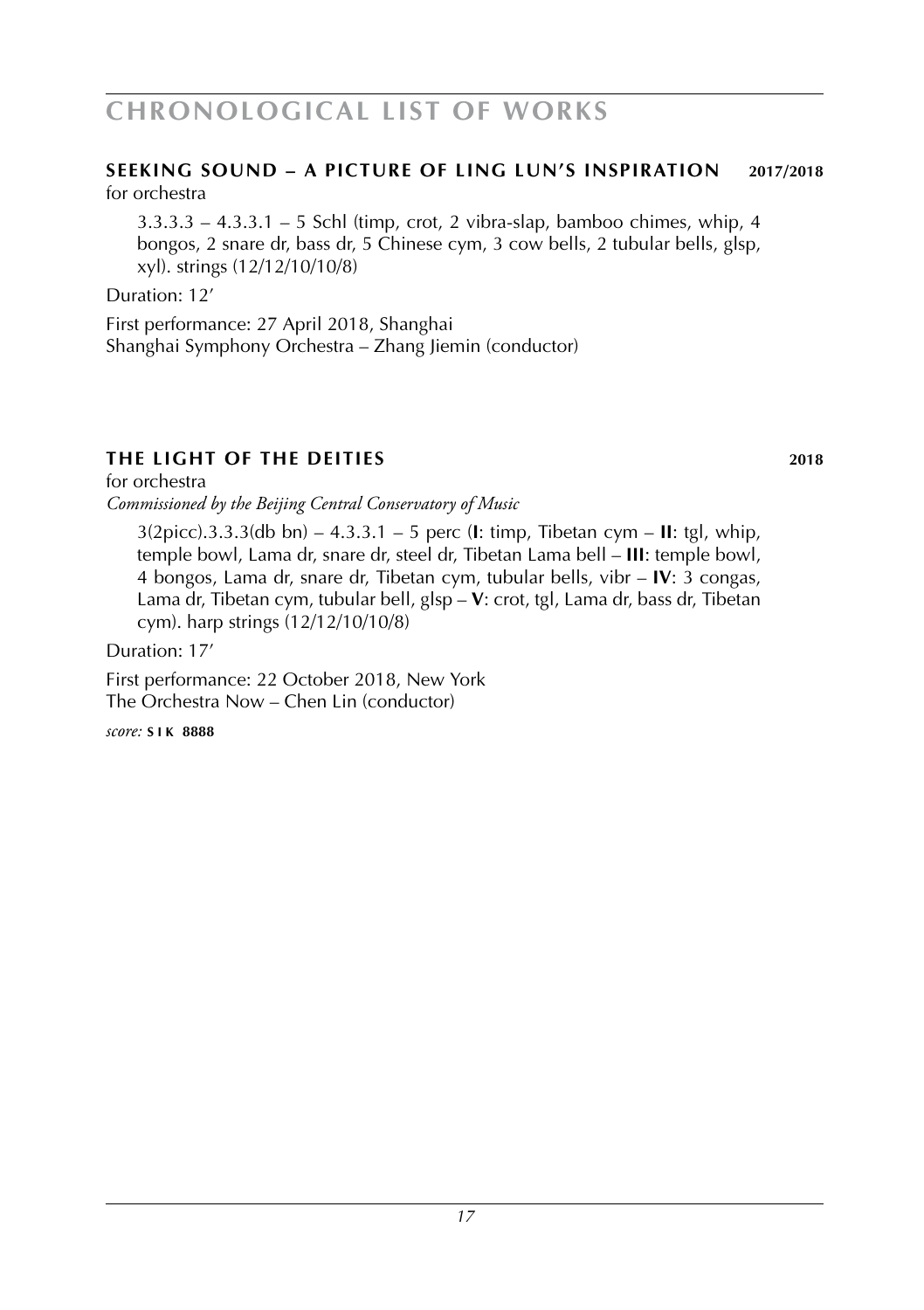# CHRONOLOGICAL LIST OF WORKS

### SEEKING SOUND – A PICTURE OF LING LUN'S INSPIRATION **2017/2018**

for orchestra

3.3.3.3 – 4.3.3.1 – 5 Schl (timp, crot, 2 vibra-slap, bamboo chimes, whip, 4 bongos, 2 snare dr, bass dr, 5 Chinese cym, 3 cow bells, 2 tubular bells, glsp, xyl). strings (12/12/10/10/8)

Duration: 12'

First performance: 27 April 2018, Shanghai
Shanghai Symphony Orchestra – Zhang Jiemin (conductor)

### THE LIGHT OF THE DEITIES **2018**

for orchestra
*Commissioned by the Beijing Central Conservatory of Music*

3(2picc).3.3.3(db bn) – 4.3.3.1 – 5 perc (**I**: timp, Tibetan cym – **II**: tgl, whip, temple bowl, Lama dr, snare dr, steel dr, Tibetan Lama bell – **III**: temple bowl, 4 bongos, Lama dr, snare dr, Tibetan cym, tubular bells, vibr – **IV**: 3 congas, Lama dr, Tibetan cym, tubular bell, glsp – **V**: crot, tgl, Lama dr, bass dr, Tibetan cym). harp strings (12/12/10/10/8)

Duration: 17'

First performance: 22 October 2018, New York
The Orchestra Now – Chen Lin (conductor)

*score:* **SIK 8888**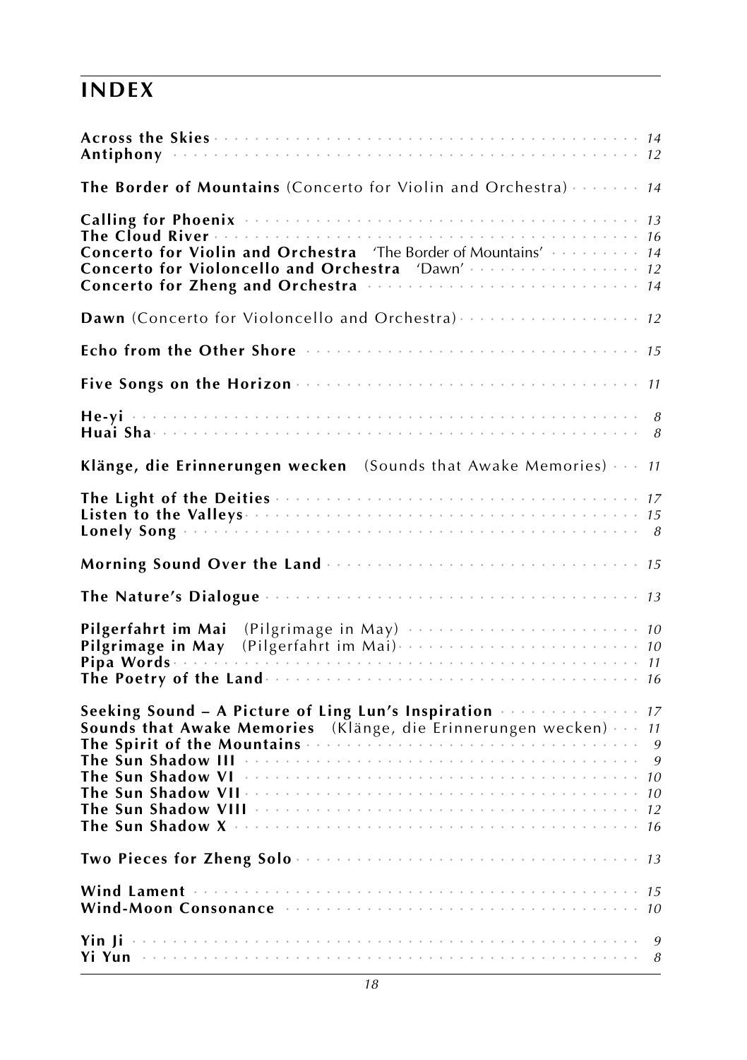# INDEX

**Across the Skies** · · · · · · · · · · · · · · · · · · · · · · · · · · · · · · · · · · · · · · · · 14
**Antiphony** · · · · · · · · · · · · · · · · · · · · · · · · · · · · · · · · · · · · · · · · · · · 12

**The Border of Mountains** (Concerto for Violin and Orchestra) · · · · · · · 14

**Calling for Phoenix** · · · · · · · · · · · · · · · · · · · · · · · · · · · · · · · · · · · · 13
**The Cloud River** · · · · · · · · · · · · · · · · · · · · · · · · · · · · · · · · · · · · · · 16
**Concerto for Violin and Orchestra** 'The Border of Mountains' · · · · · · · · · 14
**Concerto for Violoncello and Orchestra** 'Dawn' · · · · · · · · · · · · · · · · · 12
**Concerto for Zheng and Orchestra** · · · · · · · · · · · · · · · · · · · · · · · · · · 14

**Dawn** (Concerto for Violoncello and Orchestra) · · · · · · · · · · · · · · · · · · 12

**Echo from the Other Shore** · · · · · · · · · · · · · · · · · · · · · · · · · · · · · · · 15

**Five Songs on the Horizon** · · · · · · · · · · · · · · · · · · · · · · · · · · · · · · · 11

**He-yi** · · · · · · · · · · · · · · · · · · · · · · · · · · · · · · · · · · · · · · · · · · · · · 8
**Huai Sha** · · · · · · · · · · · · · · · · · · · · · · · · · · · · · · · · · · · · · · · · · · · 8

**Klänge, die Erinnerungen wecken** (Sounds that Awake Memories) · · · 11

**The Light of the Deities** · · · · · · · · · · · · · · · · · · · · · · · · · · · · · · · · · 17
**Listen to the Valleys** · · · · · · · · · · · · · · · · · · · · · · · · · · · · · · · · · · · 15
**Lonely Song** · · · · · · · · · · · · · · · · · · · · · · · · · · · · · · · · · · · · · · · · · 8

**Morning Sound Over the Land** · · · · · · · · · · · · · · · · · · · · · · · · · · · · · 15

**The Nature's Dialogue** · · · · · · · · · · · · · · · · · · · · · · · · · · · · · · · · · · 13

**Pilgerfahrt im Mai** (Pilgrimage in May) · · · · · · · · · · · · · · · · · · · · · · · 10
**Pilgrimage in May** (Pilgerfahrt im Mai) · · · · · · · · · · · · · · · · · · · · · · · 10
**Pipa Words** · · · · · · · · · · · · · · · · · · · · · · · · · · · · · · · · · · · · · · · · · · 11
**The Poetry of the Land** · · · · · · · · · · · · · · · · · · · · · · · · · · · · · · · · · · 16

**Seeking Sound – A Picture of Ling Lun's Inspiration** · · · · · · · · · · · · · · 17
**Sounds that Awake Memories** (Klänge, die Erinnerungen wecken) · · · 11
**The Spirit of the Mountains** · · · · · · · · · · · · · · · · · · · · · · · · · · · · · · · 9
**The Sun Shadow III** · · · · · · · · · · · · · · · · · · · · · · · · · · · · · · · · · · · · · 9
**The Sun Shadow VI** · · · · · · · · · · · · · · · · · · · · · · · · · · · · · · · · · · · · · 10
**The Sun Shadow VII** · · · · · · · · · · · · · · · · · · · · · · · · · · · · · · · · · · · · 10
**The Sun Shadow VIII** · · · · · · · · · · · · · · · · · · · · · · · · · · · · · · · · · · · 12
**The Sun Shadow X** · · · · · · · · · · · · · · · · · · · · · · · · · · · · · · · · · · · · · 16

**Two Pieces for Zheng Solo** · · · · · · · · · · · · · · · · · · · · · · · · · · · · · · · 13

**Wind Lament** · · · · · · · · · · · · · · · · · · · · · · · · · · · · · · · · · · · · · · · · · 15
**Wind-Moon Consonance** · · · · · · · · · · · · · · · · · · · · · · · · · · · · · · · · · 10

**Yin Ji** · · · · · · · · · · · · · · · · · · · · · · · · · · · · · · · · · · · · · · · · · · · · · 9
**Yi Yun** · · · · · · · · · · · · · · · · · · · · · · · · · · · · · · · · · · · · · · · · · · · · 8